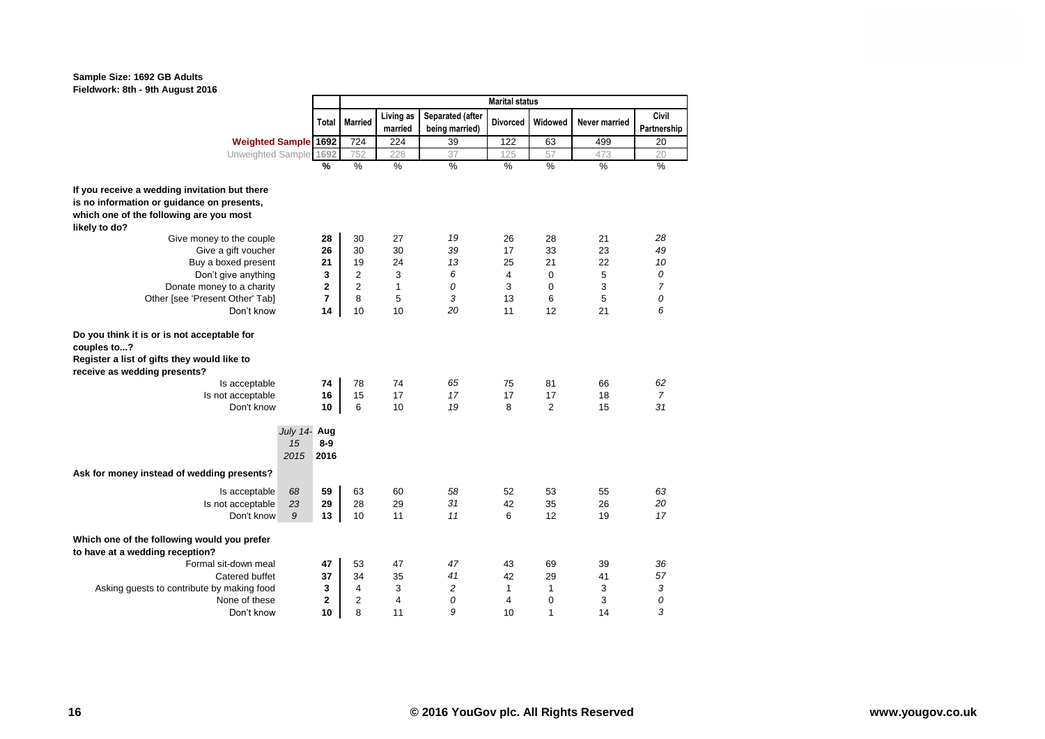**Sample Size: 1692 GB Adults**
**Fieldwork: 8th - 9th August 2016**

| | | | Marital status | | | | | | | |
|---|---|---|---|---|---|---|---|---|---|---|
| | | Total | Married | Living as married | Separated (after being married) | Divorced | Widowed | Never married | Civil Partnership |
| **Weighted Sample** | | 1692 | 724 | 224 | 39 | 122 | 63 | 499 | 20 |
| Unweighted Sample | | 1692 | 752 | 228 | 37 | 125 | 57 | 473 | 20 |
| | | % | % | % | % | % | % | % | % |
| **If you receive a wedding invitation but there is no information or guidance on presents, which one of the following are you most likely to do?** | | | | | | | | | |
| Give money to the couple | | 28 | 30 | 27 | *19* | 26 | 28 | 21 | *28* |
| Give a gift voucher | | 26 | 30 | 30 | *39* | 17 | 33 | 23 | *49* |
| Buy a boxed present | | 21 | 19 | 24 | *13* | 25 | 21 | 22 | *10* |
| Don't give anything | | 3 | 2 | 3 | *6* | 4 | 0 | 5 | *0* |
| Donate money to a charity | | 2 | 2 | 1 | *0* | 3 | 0 | 3 | *7* |
| Other [see 'Present Other' Tab] | | 7 | 8 | 5 | *3* | 13 | 6 | 5 | *0* |
| Don't know | | 14 | 10 | 10 | *20* | 11 | 12 | 21 | *6* |
| **Do you think it is or is not acceptable for couples to...?** | | | | | | | | | |
| **Register a list of gifts they would like to receive as wedding presents?** | | | | | | | | | |
| Is acceptable | | 74 | 78 | 74 | *65* | 75 | 81 | 66 | *62* |
| Is not acceptable | | 16 | 15 | 17 | *17* | 17 | 17 | 18 | *7* |
| Don't know | | 10 | 6 | 10 | *19* | 8 | 2 | 15 | *31* |
| | *July 14-15 2015* | **Aug 8-9 2016** | | | | | | | |
| **Ask for money instead of wedding presents?** | | | | | | | | | |
| Is acceptable | *68* | 59 | 63 | 60 | *58* | 52 | 53 | 55 | *63* |
| Is not acceptable | *23* | 29 | 28 | 29 | *31* | 42 | 35 | 26 | *20* |
| Don't know | *9* | 13 | 10 | 11 | *11* | 6 | 12 | 19 | *17* |
| **Which one of the following would you prefer to have at a wedding reception?** | | | | | | | | | |
| Formal sit-down meal | | 47 | 53 | 47 | *47* | 43 | 69 | 39 | *36* |
| Catered buffet | | 37 | 34 | 35 | *41* | 42 | 29 | 41 | *57* |
| Asking guests to contribute by making food | | 3 | 4 | 3 | *2* | 1 | 1 | 3 | *3* |
| None of these | | 2 | 2 | 4 | *0* | 4 | 0 | 3 | *0* |
| Don't know | | 10 | 8 | 11 | *9* | 10 | 1 | 14 | *3* |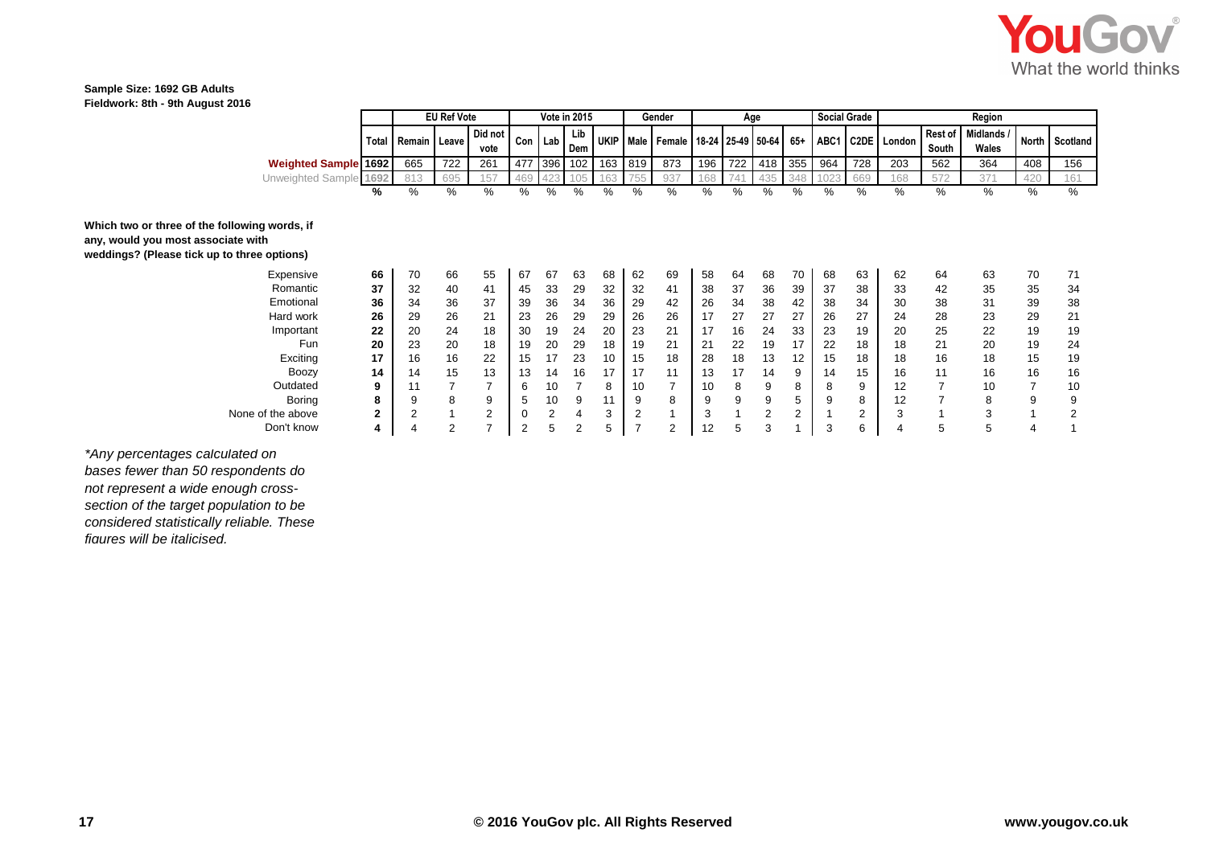**Sample Size: 1692 GB Adults**
**Fieldwork: 8th - 9th August 2016**

| | | EU Ref Vote | | | Vote in 2015 | | | | Gender | | Age | | | | Social Grade | | Region | | | | |
|---|---|---|---|---|---|---|---|---|---|---|---|---|---|---|---|---|---|---|---|---|---|
| | Total | Remain | Leave | Did not vote | Con | Lab | Lib Dem | UKIP | Male | Female | 18-24 | 25-49 | 50-64 | 65+ | ABC1 | C2DE | London | Rest of South | Midlands / Wales | North | Scotland |
| **Weighted Sample** | 1692 | 665 | 722 | 261 | 477 | 396 | 102 | 163 | 819 | 873 | 196 | 722 | 418 | 355 | 964 | 728 | 203 | 562 | 364 | 408 | 156 |
| Unweighted Sample | 1692 | 813 | 695 | 157 | 469 | 423 | 105 | 163 | 755 | 937 | 168 | 741 | 435 | 348 | 1023 | 669 | 168 | 572 | 371 | 420 | 161 |
| | % | % | % | % | % | % | % | % | % | % | % | % | % | % | % | % | % | % | % | % | % |
| **Which two or three of the following words, if any, would you most associate with weddings? (Please tick up to three options)** | | | | | | | | | | | | | | | | | | | | | |
| Expensive | **66** | 70 | 66 | 55 | 67 | 67 | 63 | 68 | 62 | 69 | 58 | 64 | 68 | 70 | 68 | 63 | 62 | 64 | 63 | 70 | 71 |
| Romantic | **37** | 32 | 40 | 41 | 45 | 33 | 29 | 32 | 32 | 41 | 38 | 37 | 36 | 39 | 37 | 38 | 33 | 42 | 35 | 35 | 34 |
| Emotional | **36** | 34 | 36 | 37 | 39 | 36 | 34 | 36 | 29 | 42 | 26 | 34 | 38 | 42 | 38 | 34 | 30 | 38 | 31 | 39 | 38 |
| Hard work | **26** | 29 | 26 | 21 | 23 | 26 | 29 | 29 | 26 | 26 | 17 | 27 | 27 | 27 | 26 | 27 | 24 | 28 | 23 | 29 | 21 |
| Important | **22** | 20 | 24 | 18 | 30 | 19 | 24 | 20 | 23 | 21 | 17 | 16 | 24 | 33 | 23 | 19 | 20 | 25 | 22 | 19 | 19 |
| Fun | **20** | 23 | 20 | 18 | 19 | 20 | 29 | 18 | 19 | 21 | 21 | 22 | 19 | 17 | 22 | 18 | 18 | 21 | 20 | 19 | 24 |
| Exciting | **17** | 16 | 16 | 22 | 15 | 17 | 23 | 10 | 15 | 18 | 28 | 18 | 13 | 12 | 15 | 18 | 18 | 16 | 18 | 15 | 19 |
| Boozy | **14** | 14 | 15 | 13 | 13 | 14 | 16 | 17 | 17 | 11 | 13 | 17 | 14 | 9 | 14 | 15 | 16 | 11 | 16 | 16 | 16 |
| Outdated | **9** | 11 | 7 | 7 | 6 | 10 | 7 | 8 | 10 | 7 | 10 | 8 | 9 | 8 | 8 | 9 | 12 | 7 | 10 | 7 | 10 |
| Boring | **8** | 9 | 8 | 9 | 5 | 10 | 9 | 11 | 9 | 8 | 9 | 9 | 9 | 5 | 9 | 8 | 12 | 7 | 8 | 9 | 9 |
| None of the above | **2** | 2 | 1 | 2 | 0 | 2 | 4 | 3 | 2 | 1 | 3 | 1 | 2 | 2 | 1 | 2 | 3 | 1 | 3 | 1 | 2 |
| Don't know | **4** | 4 | 2 | 7 | 2 | 5 | 2 | 5 | 7 | 2 | 12 | 5 | 3 | 1 | 3 | 6 | 4 | 5 | 5 | 4 | 1 |

*\*Any percentages calculated on bases fewer than 50 respondents do not represent a wide enough cross-section of the target population to be considered statistically reliable. These figures will be italicised.*

**© 2016 YouGov plc. All Rights Reserved**

**www.yougov.co.uk**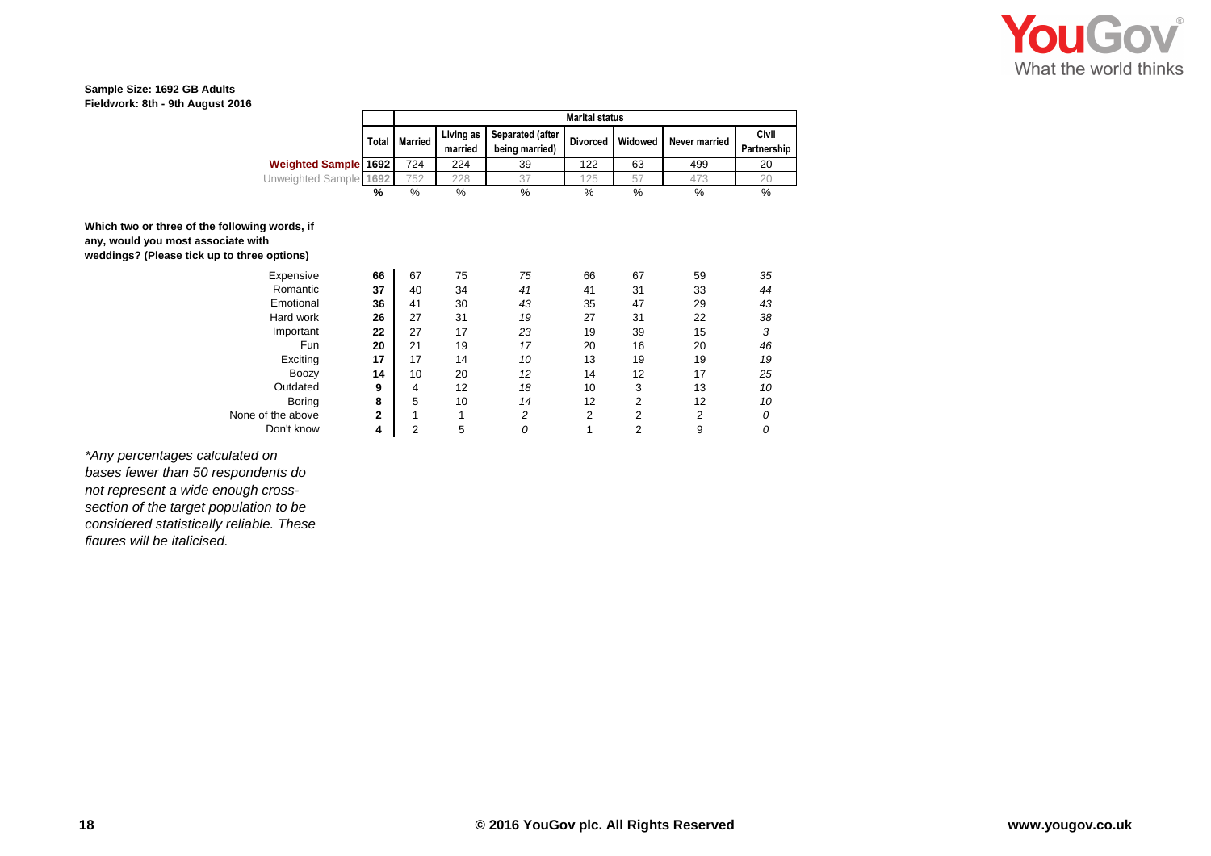**Sample Size: 1692 GB Adults**
**Fieldwork: 8th - 9th August 2016**

| | | Marital status | | | | | | |
|---|---|---|---|---|---|---|---|---|
| | Total | Married | Living as married | Separated (after being married) | Divorced | Widowed | Never married | Civil Partnership |
| **Weighted Sample** | **1692** | 724 | 224 | 39 | 122 | 63 | 499 | 20 |
| Unweighted Sample | 1692 | 752 | 228 | 37 | 125 | 57 | 473 | 20 |
| | **%** | % | % | % | % | % | % | % |
| **Which two or three of the following words, if any, would you most associate with weddings? (Please tick up to three options)** | | | | | | | | |
| Expensive | **66** | 67 | 75 | *75* | 66 | 67 | 59 | *35* |
| Romantic | **37** | 40 | 34 | *41* | 41 | 31 | 33 | *44* |
| Emotional | **36** | 41 | 30 | *43* | 35 | 47 | 29 | *43* |
| Hard work | **26** | 27 | 31 | *19* | 27 | 31 | 22 | *38* |
| Important | **22** | 27 | 17 | *23* | 19 | 39 | 15 | *3* |
| Fun | **20** | 21 | 19 | *17* | 20 | 16 | 20 | *46* |
| Exciting | **17** | 17 | 14 | *10* | 13 | 19 | 19 | *19* |
| Boozy | **14** | 10 | 20 | *12* | 14 | 12 | 17 | *25* |
| Outdated | **9** | 4 | 12 | *18* | 10 | 3 | 13 | *10* |
| Boring | **8** | 5 | 10 | *14* | 12 | 2 | 12 | *10* |
| None of the above | **2** | 1 | 1 | *2* | 2 | 2 | 2 | *0* |
| Don't know | **4** | 2 | 5 | *0* | 1 | 2 | 9 | *0* |

*\*Any percentages calculated on bases fewer than 50 respondents do not represent a wide enough cross-section of the target population to be considered statistically reliable. These figures will be italicised.*